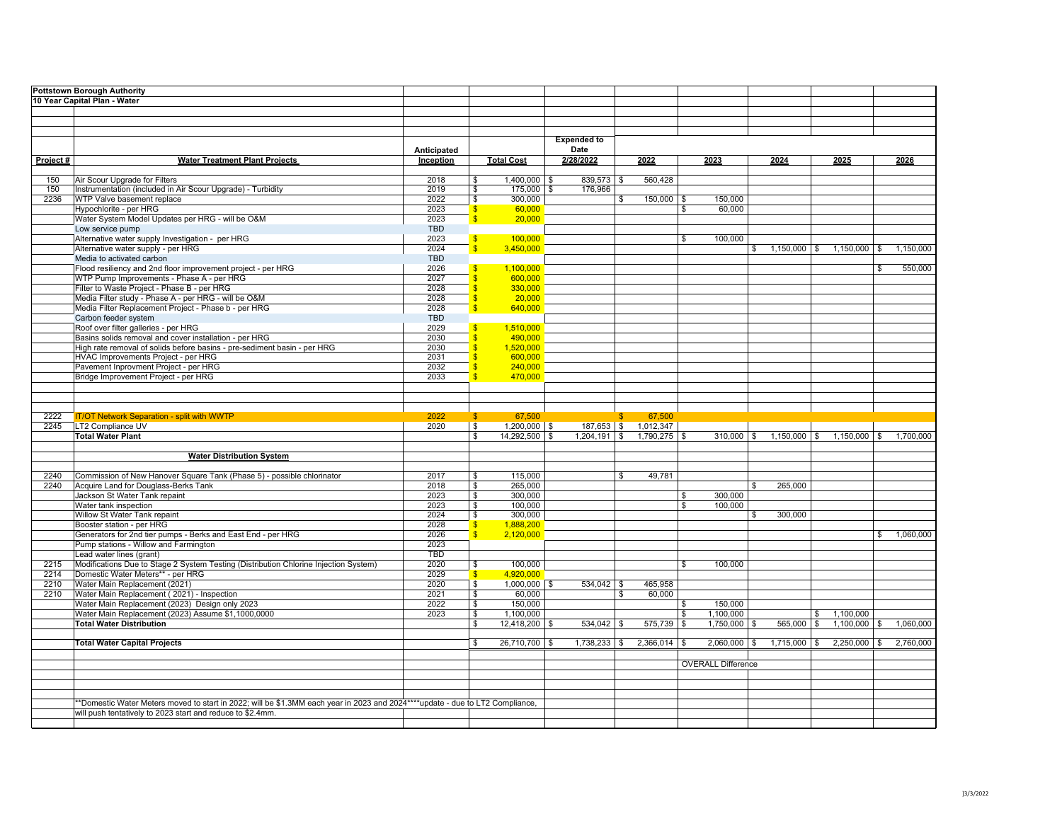**Pottstown Borough Authority**

**10 Year Capital Plan - Water**

| Project # | Water Treatment Plant Projects | Anticipated Inception | Total Cost | Expended to Date 2/28/2022 | 2022 | 2023 | 2024 | 2025 | 2026 |
|---|---|---|---|---|---|---|---|---|---|
| 150 | Air Scour Upgrade for Filters | 2018 | $ 1,400,000 | $ 839,573 | $ 560,428 | | | | |
| 150 | Instrumentation (included in Air Scour Upgrade) - Turbidity | 2019 | $ 175,000 | $ 176,966 | | | | | |
| 2236 | WTP Valve basement replace | 2022 | $ 300,000 | | $ 150,000 | $ 150,000 | | | |
| | Hypochlorite - per HRG | 2023 | $ 60,000 | | | $ 60,000 | | | |
| | Water System Model Updates per HRG - will be O&M | 2023 | $ 20,000 | | | | | | |
| | Low service pump | TBD | | | | | | | |
| | Alternative water supply Investigation - per HRG | 2023 | $ 100,000 | | | $ 100,000 | | | |
| | Alternative water supply - per HRG | 2024 | $ 3,450,000 | | | | $ 1,150,000 | $ 1,150,000 | $ 1,150,000 |
| | Media to activated carbon | TBD | | | | | | | |
| | Flood resiliency and 2nd floor improvement project - per HRG | 2026 | $ 1,100,000 | | | | | | $ 550,000 |
| | WTP Pump Improvements - Phase A - per HRG | 2027 | $ 600,000 | | | | | | |
| | Filter to Waste Project - Phase B - per HRG | 2028 | $ 330,000 | | | | | | |
| | Media Filter study - Phase A - per HRG - will be O&M | 2028 | $ 20,000 | | | | | | |
| | Media Filter Replacement Project - Phase b - per HRG | 2028 | $ 640,000 | | | | | | |
| | Carbon feeder system | TBD | | | | | | | |
| | Roof over filter galleries - per HRG | 2029 | $ 1,510,000 | | | | | | |
| | Basins solids removal and cover installation - per HRG | 2030 | $ 490,000 | | | | | | |
| | High rate removal of solids before basins - pre-sediment basin - per HRG | 2030 | $ 1,520,000 | | | | | | |
| | HVAC Improvements Project - per HRG | 2031 | $ 600,000 | | | | | | |
| | Pavement Inprovment Project - per HRG | 2032 | $ 240,000 | | | | | | |
| | Bridge Improvement Project - per HRG | 2033 | $ 470,000 | | | | | | |
| 2222 | IT/OT Network Separation - split with WWTP | 2022 | $ 67,500 | | $ 67,500 | | | | |
| 2245 | LT2 Compliance UV | 2020 | $ 1,200,000 | $ 187,653 | $ 1,012,347 | | | | |
| | **Total Water Plant** | | $ 14,292,500 | $ 1,204,191 | $ 1,790,275 | $ 310,000 | $ 1,150,000 | $ 1,150,000 | $ 1,700,000 |
| | **Water Distribution System** | | | | | | | | |
| 2240 | Commission of New Hanover Square Tank (Phase 5) - possible chlorinator | 2017 | $ 115,000 | | $ 49,781 | | | | |
| 2240 | Acquire Land for Douglass-Berks Tank | 2018 | $ 265,000 | | | | $ 265,000 | | |
| | Jackson St Water Tank repaint | 2023 | $ 300,000 | | | $ 300,000 | | | |
| | Water tank inspection | 2023 | $ 100,000 | | | $ 100,000 | | | |
| | Willow St Water Tank repaint | 2024 | $ 300,000 | | | | $ 300,000 | | |
| | Booster station - per HRG | 2028 | $ 1,888,200 | | | | | | |
| | Generators for 2nd tier pumps - Berks and East End - per HRG | 2026 | $ 2,120,000 | | | | | | $ 1,060,000 |
| | Pump stations - Willow and Farmington | 2023 | | | | | | | |
| | Lead water lines (grant) | TBD | | | | | | | |
| 2215 | Modifications Due to Stage 2 System Testing (Distribution Chlorine Injection System) | 2020 | $ 100,000 | | | $ 100,000 | | | |
| 2214 | Domestic Water Meters** - per HRG | 2029 | $ 4,920,000 | | | | | | |
| 2210 | Water Main Replacement (2021) | 2020 | $ 1,000,000 | $ 534,042 | $ 465,958 | | | | |
| 2210 | Water Main Replacement ( 2021) - Inspection | 2021 | $ 60,000 | | $ 60,000 | | | | |
| | Water Main Replacement (2023) Design only 2023 | 2022 | $ 150,000 | | | $ 150,000 | | | |
| | Water Main Replacement (2023) Assume $1,1000,0000 | 2023 | $ 1,100,000 | | | $ 1,100,000 | | $ 1,100,000 | |
| | **Total Water Distribution** | | $ 12,418,200 | $ 534,042 | $ 575,739 | $ 1,750,000 | $ 565,000 | $ 1,100,000 | $ 1,060,000 |
| | **Total Water Capital Projects** | | $ 26,710,700 | $ 1,738,233 | $ 2,366,014 | $ 2,060,000 | $ 1,715,000 | $ 2,250,000 | $ 2,760,000 |
| | | | | | | OVERALL Difference | | | |

**Domestic Water Meters moved to start in 2022; will be $1.3MM each year in 2023 and 2024****update - due to LT2 Compliance, will push tentatively to 2023 start and reduce to $2.4mm.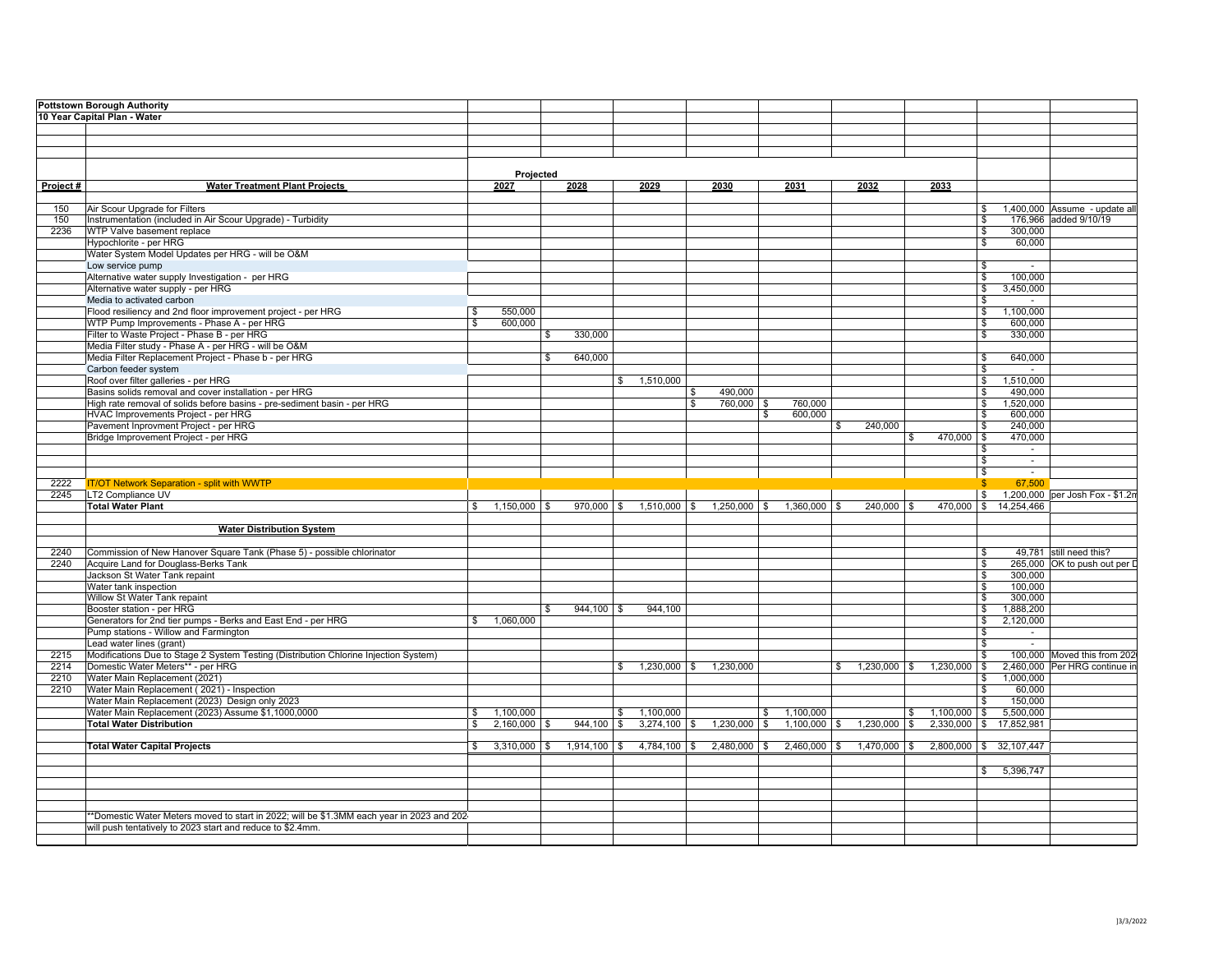**Pottstown Borough Authority**
**10 Year Capital Plan - Water**

| Project # | Water Treatment Plant Projects | 2027 | 2028 | 2029 | 2030 | 2031 | 2032 | 2033 | | |
|---|---|---|---|---|---|---|---|---|---|---|
| | | Projected | | | | | | | | |
| 150 | Air Scour Upgrade for Filters | | | | | | | | $ 1,400,000 | Assume - update all |
| 150 | Instrumentation (included in Air Scour Upgrade) - Turbidity | | | | | | | | $ 176,966 | added 9/10/19 |
| 2236 | WTP Valve basement replace | | | | | | | | $ 300,000 | |
| | Hypochlorite - per HRG | | | | | | | | $ 60,000 | |
| | Water System Model Updates per HRG - will be O&M | | | | | | | | | |
| | Low service pump | | | | | | | | $ - | |
| | Alternative water supply Investigation - per HRG | | | | | | | | $ 100,000 | |
| | Alternative water supply - per HRG | | | | | | | | $ 3,450,000 | |
| | Media to activated carbon | | | | | | | | $ - | |
| | Flood resiliency and 2nd floor improvement project - per HRG | $ 550,000 | | | | | | | $ 1,100,000 | |
| | WTP Pump Improvements - Phase A - per HRG | $ 600,000 | | | | | | | $ 600,000 | |
| | Filter to Waste Project - Phase B - per HRG | | $ 330,000 | | | | | | $ 330,000 | |
| | Media Filter study - Phase A - per HRG - will be O&M | | | | | | | | | |
| | Media Filter Replacement Project - Phase b - per HRG | | $ 640,000 | | | | | | $ 640,000 | |
| | Carbon feeder system | | | | | | | | $ - | |
| | Roof over filter galleries - per HRG | | | $ 1,510,000 | | | | | $ 1,510,000 | |
| | Basins solids removal and cover installation - per HRG | | | | $ 490,000 | | | | $ 490,000 | |
| | High rate removal of solids before basins - pre-sediment basin - per HRG | | | | $ 760,000 | $ 760,000 | | | $ 1,520,000 | |
| | HVAC Improvements Project - per HRG | | | | | $ 600,000 | | | $ 600,000 | |
| | Pavement Inprovment Project - per HRG | | | | | | $ 240,000 | | $ 240,000 | |
| | Bridge Improvement Project - per HRG | | | | | | | $ 470,000 | $ 470,000 | |
| | | | | | | | | | $ - | |
| | | | | | | | | | $ - | |
| | | | | | | | | | $ - | |
| 2222 | IT/OT Network Separation - split with WWTP | | | | | | | | $ 67,500 | |
| 2245 | LT2 Compliance UV | | | | | | | | $ 1,200,000 | per Josh Fox - $1.2m |
| | **Total Water Plant** | $ 1,150,000 | $ 970,000 | $ 1,510,000 | $ 1,250,000 | $ 1,360,000 | $ 240,000 | $ 470,000 | $ 14,254,466 | |
| | **Water Distribution System** | | | | | | | | | |
| 2240 | Commission of New Hanover Square Tank (Phase 5) - possible chlorinator | | | | | | | | $ 49,781 | still need this? |
| 2240 | Acquire Land for Douglass-Berks Tank | | | | | | | | $ 265,000 | OK to push out per D |
| | Jackson St Water Tank repaint | | | | | | | | $ 300,000 | |
| | Water tank inspection | | | | | | | | $ 100,000 | |
| | Willow St Water Tank repaint | | | | | | | | $ 300,000 | |
| | Booster station - per HRG | | $ 944,100 | $ 944,100 | | | | | $ 1,888,200 | |
| | Generators for 2nd tier pumps - Berks and East End - per HRG | $ 1,060,000 | | | | | | | $ 2,120,000 | |
| | Pump stations - Willow and Farmington | | | | | | | | $ - | |
| | Lead water lines (grant) | | | | | | | | $ - | |
| 2215 | Modifications Due to Stage 2 System Testing (Distribution Chlorine Injection System) | | | | | | | | $ 100,000 | Moved this from 202 |
| 2214 | Domestic Water Meters** - per HRG | | | $ 1,230,000 | $ 1,230,000 | | $ 1,230,000 | $ 1,230,000 | $ 2,460,000 | Per HRG continue in |
| 2210 | Water Main Replacement (2021) | | | | | | | | $ 1,000,000 | |
| 2210 | Water Main Replacement ( 2021) - Inspection | | | | | | | | $ 60,000 | |
| | Water Main Replacement (2023) Design only 2023 | | | | | | | | $ 150,000 | |
| | Water Main Replacement (2023) Assume $1,1000,0000 | $ 1,100,000 | | $ 1,100,000 | | $ 1,100,000 | | $ 1,100,000 | $ 5,500,000 | |
| | **Total Water Distribution** | $ 2,160,000 | $ 944,100 | $ 3,274,100 | $ 1,230,000 | $ 1,100,000 | $ 1,230,000 | $ 2,330,000 | $ 17,852,981 | |
| | **Total Water Capital Projects** | $ 3,310,000 | $ 1,914,100 | $ 4,784,100 | $ 2,480,000 | $ 2,460,000 | $ 1,470,000 | $ 2,800,000 | $ 32,107,447 | |
| | | | | | | | | | $ 5,396,747 | |

**Domestic Water Meters moved to start in 2022; will be $1.3MM each year in 2023 and 202
will push tentatively to 2023 start and reduce to $2.4mm.